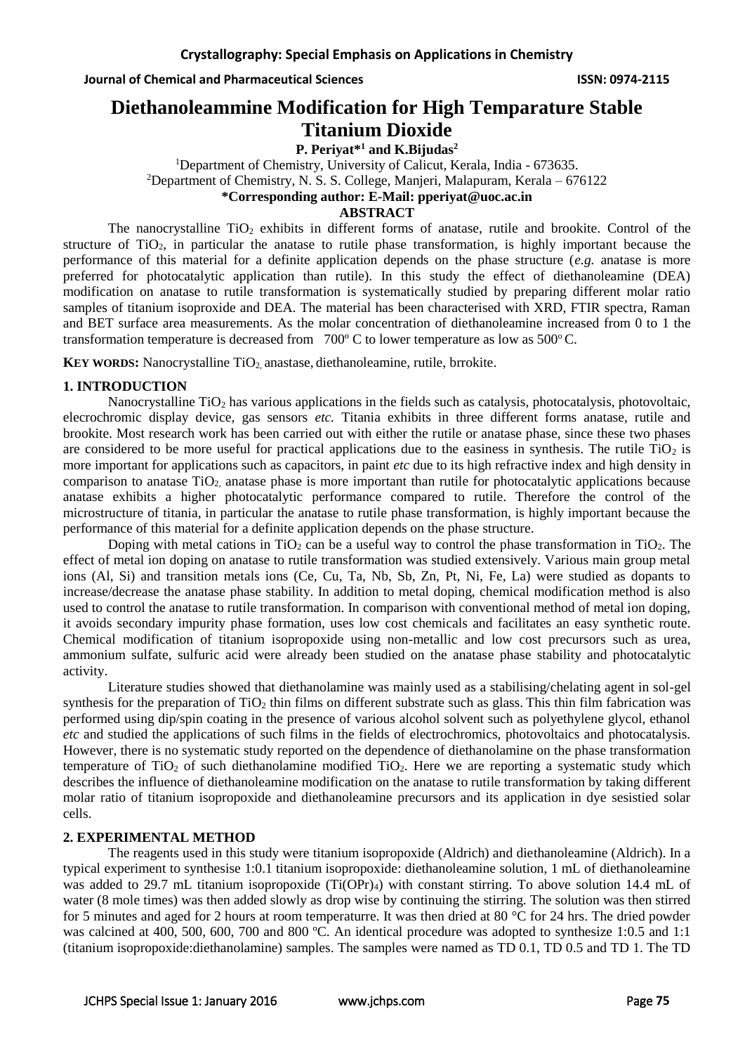# Diethanoleammine Modification for High Temparature Stable Titanium Dioxide

**P. Periyat*[1] and K.Bijudas[2]**

[1]Department of Chemistry, University of Calicut, Kerala, India - 673635.

[2]Department of Chemistry, N. S. S. College, Manjeri, Malapuram, Kerala – 676122

**\*Corresponding author: E-Mail: pperiyat@uoc.ac.in**

**ABSTRACT**

The nanocrystalline $TiO_2$ exhibits in different forms of anatase, rutile and brookite. Control of the structure of $TiO_2$, in particular the anatase to rutile phase transformation, is highly important because the performance of this material for a definite application depends on the phase structure (*e.g.* anatase is more preferred for photocatalytic application than rutile). In this study the effect of diethanoleamine (DEA) modification on anatase to rutile transformation is systematically studied by preparing different molar ratio samples of titanium isoproxide and DEA. The material has been characterised with XRD, FTIR spectra, Raman and BET surface area measurements. As the molar concentration of diethanoleamine increased from 0 to 1 the transformation temperature is decreased from 700º C to lower temperature as low as 500º C.

**KEY WORDS:** Nanocrystalline $TiO_2$, anastase, diethanoleamine, rutile, brrokite.

## 1. INTRODUCTION

Nanocrystalline $TiO_2$ has various applications in the fields such as catalysis, photocatalysis, photovoltaic, elecrochromic display device, gas sensors *etc.* Titania exhibits in three different forms anatase, rutile and brookite. Most research work has been carried out with either the rutile or anatase phase, since these two phases are considered to be more useful for practical applications due to the easiness in synthesis. The rutile $TiO_2$ is more important for applications such as capacitors, in paint *etc* due to its high refractive index and high density in comparison to anatase $TiO_2$, anatase phase is more important than rutile for photocatalytic applications because anatase exhibits a higher photocatalytic performance compared to rutile. Therefore the control of the microstructure of titania, in particular the anatase to rutile phase transformation, is highly important because the performance of this material for a definite application depends on the phase structure.

Doping with metal cations in $TiO_2$ can be a useful way to control the phase transformation in $TiO_2$. The effect of metal ion doping on anatase to rutile transformation was studied extensively. Various main group metal ions (Al, Si) and transition metals ions (Ce, Cu, Ta, Nb, Sb, Zn, Pt, Ni, Fe, La) were studied as dopants to increase/decrease the anatase phase stability. In addition to metal doping, chemical modification method is also used to control the anatase to rutile transformation. In comparison with conventional method of metal ion doping, it avoids secondary impurity phase formation, uses low cost chemicals and facilitates an easy synthetic route. Chemical modification of titanium isopropoxide using non-metallic and low cost precursors such as urea, ammonium sulfate, sulfuric acid were already been studied on the anatase phase stability and photocatalytic activity.

Literature studies showed that diethanolamine was mainly used as a stabilising/chelating agent in sol-gel synthesis for the preparation of $TiO_2$ thin films on different substrate such as glass. This thin film fabrication was performed using dip/spin coating in the presence of various alcohol solvent such as polyethylene glycol, ethanol *etc* and studied the applications of such films in the fields of electrochromics, photovoltaics and photocatalysis. However, there is no systematic study reported on the dependence of diethanolamine on the phase transformation temperature of $TiO_2$ of such diethanolamine modified $TiO_2$. Here we are reporting a systematic study which describes the influence of diethanoleamine modification on the anatase to rutile transformation by taking different molar ratio of titanium isopropoxide and diethanoleamine precursors and its application in dye sesistied solar cells.

## 2. EXPERIMENTAL METHOD

The reagents used in this study were titanium isopropoxide (Aldrich) and diethanoleamine (Aldrich). In a typical experiment to synthesise 1:0.1 titanium isopropoxide: diethanoleamine solution, 1 mL of diethanoleamine was added to 29.7 mL titanium isopropoxide ($Ti(OPr)_4$) with constant stirring. To above solution 14.4 mL of water (8 mole times) was then added slowly as drop wise by continuing the stirring. The solution was then stirred for 5 minutes and aged for 2 hours at room temperaturre. It was then dried at 80 °C for 24 hrs. The dried powder was calcined at 400, 500, 600, 700 and 800 ºC. An identical procedure was adopted to synthesize 1:0.5 and 1:1 (titanium isopropoxide:diethanolamine) samples. The samples were named as TD 0.1, TD 0.5 and TD 1. The TD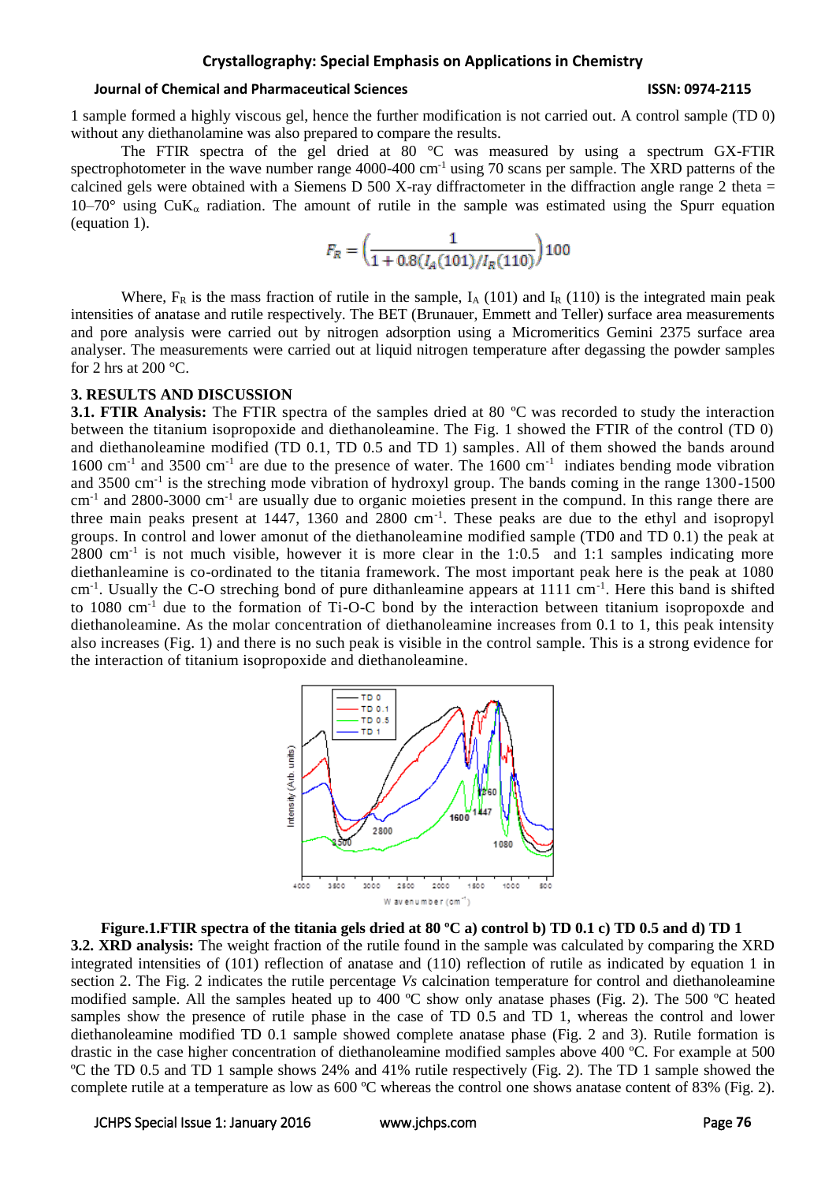1 sample formed a highly viscous gel, hence the further modification is not carried out. A control sample (TD 0) without any diethanolamine was also prepared to compare the results.

The FTIR spectra of the gel dried at 80 °C was measured by using a spectrum GX-FTIR spectrophotometer in the wave number range 4000-400 $cm^{-1}$ using 70 scans per sample. The XRD patterns of the calcined gels were obtained with a Siemens D 500 X-ray diffractometer in the diffraction angle range 2 theta = 10–70° using $CuK_{\alpha}$ radiation. The amount of rutile in the sample was estimated using the Spurr equation (equation 1).

$$F_R = \left(\frac{1}{1 + 0.8(I_A(101)/I_R(110)}\right)100$$

Where, $F_R$ is the mass fraction of rutile in the sample, $I_A$ (101) and $I_R$ (110) is the integrated main peak intensities of anatase and rutile respectively. The BET (Brunauer, Emmett and Teller) surface area measurements and pore analysis were carried out by nitrogen adsorption using a Micromeritics Gemini 2375 surface area analyser. The measurements were carried out at liquid nitrogen temperature after degassing the powder samples for 2 hrs at 200 °C.

## 3. RESULTS AND DISCUSSION

**3.1. FTIR Analysis:** The FTIR spectra of the samples dried at 80 ºC was recorded to study the interaction between the titanium isopropoxide and diethanoleamine. The Fig. 1 showed the FTIR of the control (TD 0) and diethanoleamine modified (TD 0.1, TD 0.5 and TD 1) samples. All of them showed the bands around 1600 $cm^{-1}$ and 3500 $cm^{-1}$ are due to the presence of water. The 1600 $cm^{-1}$ indiates bending mode vibration and 3500 $cm^{-1}$ is the streching mode vibration of hydroxyl group. The bands coming in the range 1300-1500 $cm^{-1}$ and 2800-3000 $cm^{-1}$ are usually due to organic moieties present in the compund. In this range there are three main peaks present at 1447, 1360 and 2800 $cm^{-1}$. These peaks are due to the ethyl and isopropyl groups. In control and lower amount of the diethanoleamine modified sample (TD0 and TD 0.1) the peak at 2800 $cm^{-1}$ is not much visible, however it is more clear in the 1:0.5 and 1:1 samples indicating more diethanleamine is co-ordinated to the titania framework. The most important peak here is the peak at 1080 $cm^{-1}$. Usually the C-O streching bond of pure dithanleamine appears at 1111 $cm^{-1}$. Here this band is shifted to 1080 $cm^{-1}$ due to the formation of Ti-O-C bond by the interaction between titanium isopropoxde and diethanoleamine. As the molar concentration of diethanoleamine increases from 0.1 to 1, this peak intensity also increases (Fig. 1) and there is no such peak is visible in the control sample. This is a strong evidence for the interaction of titanium isopropoxide and diethanoleamine.

**Figure.1.FTIR spectra of the titania gels dried at 80 ºC a) control b) TD 0.1 c) TD 0.5 and d) TD 1**

**3.2. XRD analysis:** The weight fraction of the rutile found in the sample was calculated by comparing the XRD integrated intensities of (101) reflection of anatase and (110) reflection of rutile as indicated by equation 1 in section 2. The Fig. 2 indicates the rutile percentage *Vs* calcination temperature for control and diethanoleamine modified sample. All the samples heated up to 400 ºC show only anatase phases (Fig. 2). The 500 ºC heated samples show the presence of rutile phase in the case of TD 0.5 and TD 1, whereas the control and lower diethanoleamine modified TD 0.1 sample showed complete anatase phase (Fig. 2 and 3). Rutile formation is drastic in the case higher concentration of diethanoleamine modified samples above 400 ºC. For example at 500 ºC the TD 0.5 and TD 1 sample shows 24% and 41% rutile respectively (Fig. 2). The TD 1 sample showed the complete rutile at a temperature as low as 600 ºC whereas the control one shows anatase content of 83% (Fig. 2).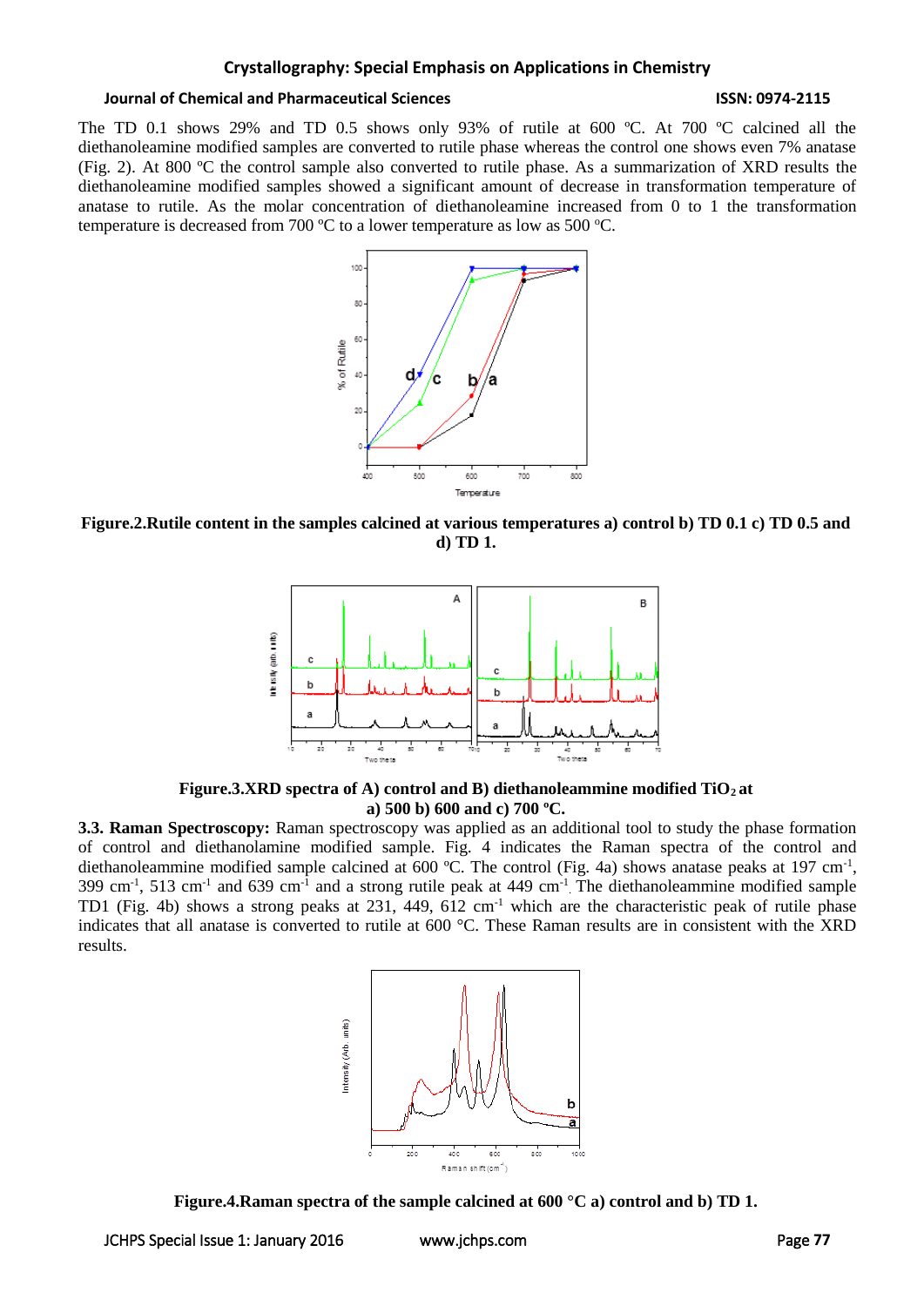The TD 0.1 shows 29% and TD 0.5 shows only 93% of rutile at 600 ºC. At 700 ºC calcined all the diethanoleamine modified samples are converted to rutile phase whereas the control one shows even 7% anatase (Fig. 2). At 800 ºC the control sample also converted to rutile phase. As a summarization of XRD results the diethanoleamine modified samples showed a significant amount of decrease in transformation temperature of anatase to rutile. As the molar concentration of diethanoleamine increased from 0 to 1 the transformation temperature is decreased from 700 ºC to a lower temperature as low as 500 ºC.

**Figure.2.Rutile content in the samples calcined at various temperatures a) control b) TD 0.1 c) TD 0.5 and d) TD 1.**

**Figure.3.XRD spectra of A) control and B) diethanoleammine modified $TiO_2$ at a) 500 b) 600 and c) 700 ºC.**

**3.3. Raman Spectroscopy:** Raman spectroscopy was applied as an additional tool to study the phase formation of control and diethanolamine modified sample. Fig. 4 indicates the Raman spectra of the control and diethanoleammine modified sample calcined at 600 ºC. The control (Fig. 4a) shows anatase peaks at 197 $cm^{-1}$, 399 $cm^{-1}$, 513 $cm^{-1}$ and 639 $cm^{-1}$ and a strong rutile peak at 449 $cm^{-1}$. The diethanoleammine modified sample TD1 (Fig. 4b) shows a strong peaks at 231, 449, 612 $cm^{-1}$ which are the characteristic peak of rutile phase indicates that all anatase is converted to rutile at 600 °C. These Raman results are in consistent with the XRD results.

**Figure.4.Raman spectra of the sample calcined at 600 °C a) control and b) TD 1.**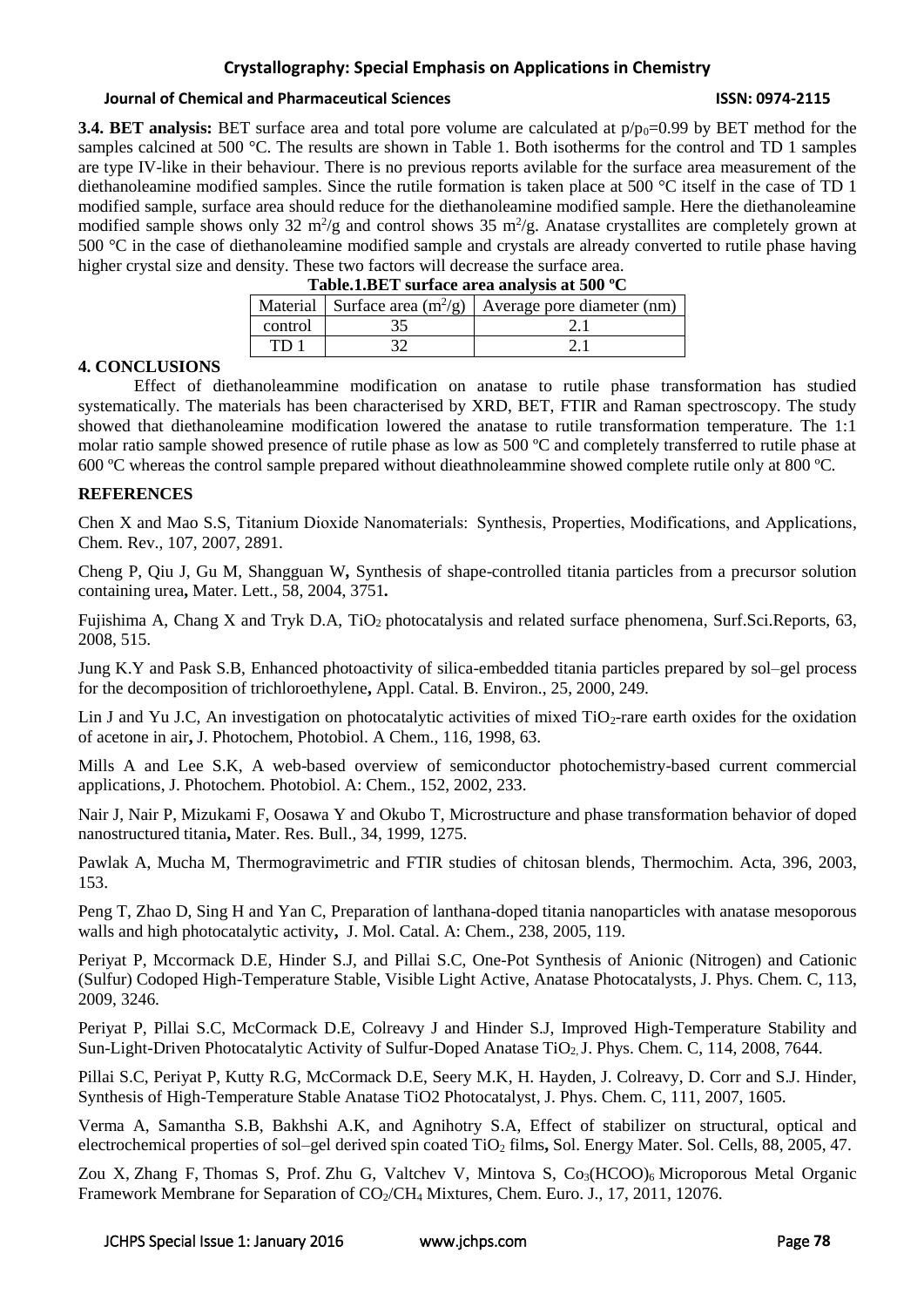**3.4. BET analysis:** BET surface area and total pore volume are calculated at $p/p_0=0.99$ by BET method for the samples calcined at 500 °C. The results are shown in Table 1. Both isotherms for the control and TD 1 samples are type IV-like in their behaviour. There is no previous reports avilable for the surface area measurement of the diethanoleamine modified samples. Since the rutile formation is taken place at 500 °C itself in the case of TD 1 modified sample, surface area should reduce for the diethanoleamine modified sample. Here the diethanoleamine modified sample shows only 32 $m^2/g$ and control shows 35 $m^2/g$. Anatase crystallites are completely grown at 500 °C in the case of diethanoleamine modified sample and crystals are already converted to rutile phase having higher crystal size and density. These two factors will decrease the surface area.

**Table.1.BET surface area analysis at 500 ºC**

| Material | Surface area ($m^2/g$) | Average pore diameter (nm) |
|---|---|---|
| control | 35 | 2.1 |
| TD 1 | 32 | 2.1 |

## 4. CONCLUSIONS

Effect of diethanoleammine modification on anatase to rutile phase transformation has studied systematically. The materials has been characterised by XRD, BET, FTIR and Raman spectroscopy. The study showed that diethanoleamine modification lowered the anatase to rutile transformation temperature. The 1:1 molar ratio sample showed presence of rutile phase as low as 500 ºC and completely transferred to rutile phase at 600 ºC whereas the control sample prepared without dieathnoleammine showed complete rutile only at 800 ºC.

## REFERENCES

Chen X and Mao S.S, Titanium Dioxide Nanomaterials: Synthesis, Properties, Modifications, and Applications, Chem. Rev., 107, 2007, 2891.

Cheng P, Qiu J, Gu M, Shangguan W**,** Synthesis of shape-controlled titania particles from a precursor solution containing urea**,** Mater. Lett., 58, 2004, 3751**.**

Fujishima A, Chang X and Tryk D.A, $TiO_2$ photocatalysis and related surface phenomena, Surf.Sci.Reports, 63, 2008, 515.

Jung K.Y and Pask S.B, Enhanced photoactivity of silica-embedded titania particles prepared by sol–gel process for the decomposition of trichloroethylene**,** Appl. Catal. B. Environ., 25, 2000, 249.

Lin J and Yu J.C, An investigation on photocatalytic activities of mixed $TiO_2$-rare earth oxides for the oxidation of acetone in air**,** J. Photochem, Photobiol. A Chem., 116, 1998, 63.

Mills A and Lee S.K, A web-based overview of semiconductor photochemistry-based current commercial applications, J. Photochem. Photobiol. A: Chem., 152, 2002, 233.

Nair J, Nair P, Mizukami F, Oosawa Y and Okubo T, Microstructure and phase transformation behavior of doped nanostructured titania**,** Mater. Res. Bull., 34, 1999, 1275.

Pawlak A, Mucha M, Thermogravimetric and FTIR studies of chitosan blends, Thermochim. Acta, 396, 2003, 153.

Peng T, Zhao D, Sing H and Yan C, Preparation of lanthana-doped titania nanoparticles with anatase mesoporous walls and high photocatalytic activity**,** J. Mol. Catal. A: Chem., 238, 2005, 119.

Periyat P, Mccormack D.E, Hinder S.J, and Pillai S.C, One-Pot Synthesis of Anionic (Nitrogen) and Cationic (Sulfur) Codoped High-Temperature Stable, Visible Light Active, Anatase Photocatalysts, J. Phys. Chem. C, 113, 2009, 3246.

Periyat P, Pillai S.C, McCormack D.E, Colreavy J and Hinder S.J, Improved High-Temperature Stability and Sun-Light-Driven Photocatalytic Activity of Sulfur-Doped Anatase $TiO_2$, J. Phys. Chem. C, 114, 2008, 7644.

Pillai S.C, Periyat P, Kutty R.G, McCormack D.E, Seery M.K, H. Hayden, J. Colreavy, D. Corr and S.J. Hinder, Synthesis of High-Temperature Stable Anatase TiO2 Photocatalyst, J. Phys. Chem. C, 111, 2007, 1605.

Verma A, Samantha S.B, Bakhshi A.K, and Agnihotry S.A, Effect of stabilizer on structural, optical and electrochemical properties of sol–gel derived spin coated $TiO_2$ films**,** Sol. Energy Mater. Sol. Cells, 88, 2005, 47.

Zou X, Zhang F, Thomas S, Prof. Zhu G, Valtchev V, Mintova S, $Co_3(HCOO)_6$ Microporous Metal Organic Framework Membrane for Separation of $CO_2/CH_4$ Mixtures, Chem. Euro. J., 17, 2011, 12076.